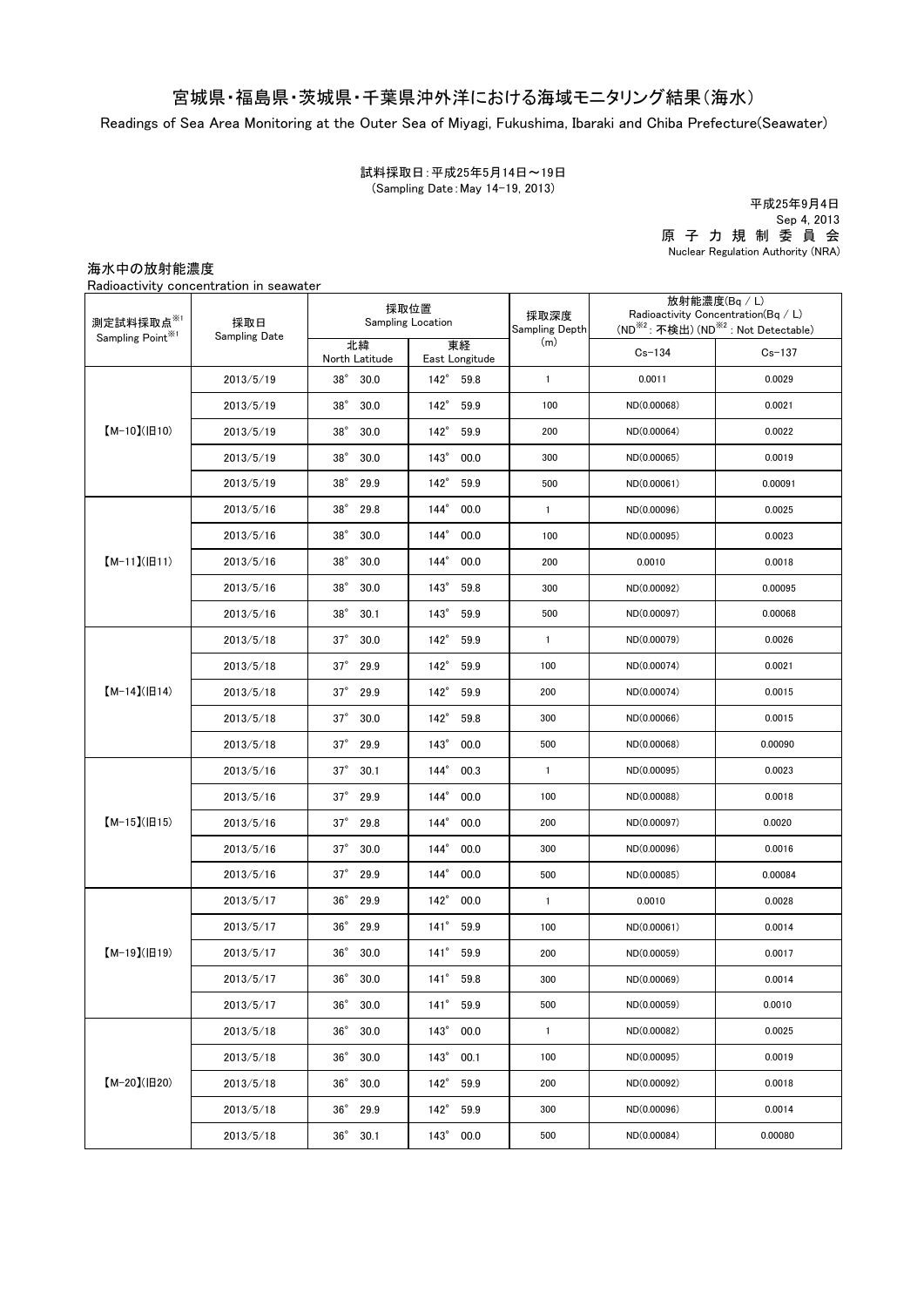# 宮城県・福島県・茨城県・千葉県沖外洋における海域モニタリング結果（海水）

Readings of Sea Area Monitoring at the Outer Sea of Miyagi, Fukushima, Ibaraki and Chiba Prefecture(Seawater)

試料採取日：平成25年5月14日～19日
(Sampling Date：May 14-19, 2013)

平成25年9月4日
Sep 4, 2013
原 子 力 規 制 委 員 会
Nuclear Regulation Authority (NRA)

## 海水中の放射能濃度

Radioactivity concentration in seawater

| 測定試料採取点※1 Sampling Point※1 | 採取日 Sampling Date | 採取位置 Sampling Location | | 採取深度 Sampling Depth (m) | 放射能濃度(Bq / L) Radioactivity Concentration(Bq / L) (ND※2：不検出) (ND※2：Not Detectable) | |
|---|---|---|---|---|---|---|
| | | 北緯 North Latitude | 東経 East Longitude | | Cs-134 | Cs-137 |
| 【M-10】(旧10) | 2013/5/19 | 38° 30.0 | 142° 59.8 | 1 | 0.0011 | 0.0029 |
| | 2013/5/19 | 38° 30.0 | 142° 59.9 | 100 | ND(0.00068) | 0.0021 |
| | 2013/5/19 | 38° 30.0 | 142° 59.9 | 200 | ND(0.00064) | 0.0022 |
| | 2013/5/19 | 38° 30.0 | 143° 00.0 | 300 | ND(0.00065) | 0.0019 |
| | 2013/5/19 | 38° 29.9 | 142° 59.9 | 500 | ND(0.00061) | 0.00091 |
| 【M-11】(旧11) | 2013/5/16 | 38° 29.8 | 144° 00.0 | 1 | ND(0.00096) | 0.0025 |
| | 2013/5/16 | 38° 30.0 | 144° 00.0 | 100 | ND(0.00095) | 0.0023 |
| | 2013/5/16 | 38° 30.0 | 144° 00.0 | 200 | 0.0010 | 0.0018 |
| | 2013/5/16 | 38° 30.0 | 143° 59.8 | 300 | ND(0.00092) | 0.00095 |
| | 2013/5/16 | 38° 30.1 | 143° 59.9 | 500 | ND(0.00097) | 0.00068 |
| 【M-14】(旧14) | 2013/5/18 | 37° 30.0 | 142° 59.9 | 1 | ND(0.00079) | 0.0026 |
| | 2013/5/18 | 37° 29.9 | 142° 59.9 | 100 | ND(0.00074) | 0.0021 |
| | 2013/5/18 | 37° 29.9 | 142° 59.9 | 200 | ND(0.00074) | 0.0015 |
| | 2013/5/18 | 37° 30.0 | 142° 59.8 | 300 | ND(0.00066) | 0.0015 |
| | 2013/5/18 | 37° 29.9 | 143° 00.0 | 500 | ND(0.00068) | 0.00090 |
| 【M-15】(旧15) | 2013/5/16 | 37° 30.1 | 144° 00.3 | 1 | ND(0.00095) | 0.0023 |
| | 2013/5/16 | 37° 29.9 | 144° 00.0 | 100 | ND(0.00088) | 0.0018 |
| | 2013/5/16 | 37° 29.8 | 144° 00.0 | 200 | ND(0.00097) | 0.0020 |
| | 2013/5/16 | 37° 30.0 | 144° 00.0 | 300 | ND(0.00096) | 0.0016 |
| | 2013/5/16 | 37° 29.9 | 144° 00.0 | 500 | ND(0.00085) | 0.00084 |
| 【M-19】(旧19) | 2013/5/17 | 36° 29.9 | 142° 00.0 | 1 | 0.0010 | 0.0028 |
| | 2013/5/17 | 36° 29.9 | 141° 59.9 | 100 | ND(0.00061) | 0.0014 |
| | 2013/5/17 | 36° 30.0 | 141° 59.9 | 200 | ND(0.00059) | 0.0017 |
| | 2013/5/17 | 36° 30.0 | 141° 59.8 | 300 | ND(0.00069) | 0.0014 |
| | 2013/5/17 | 36° 30.0 | 141° 59.9 | 500 | ND(0.00059) | 0.0010 |
| 【M-20】(旧20) | 2013/5/18 | 36° 30.0 | 143° 00.0 | 1 | ND(0.00082) | 0.0025 |
| | 2013/5/18 | 36° 30.0 | 143° 00.1 | 100 | ND(0.00095) | 0.0019 |
| | 2013/5/18 | 36° 30.0 | 142° 59.9 | 200 | ND(0.00092) | 0.0018 |
| | 2013/5/18 | 36° 29.9 | 142° 59.9 | 300 | ND(0.00096) | 0.0014 |
| | 2013/5/18 | 36° 30.1 | 143° 00.0 | 500 | ND(0.00084) | 0.00080 |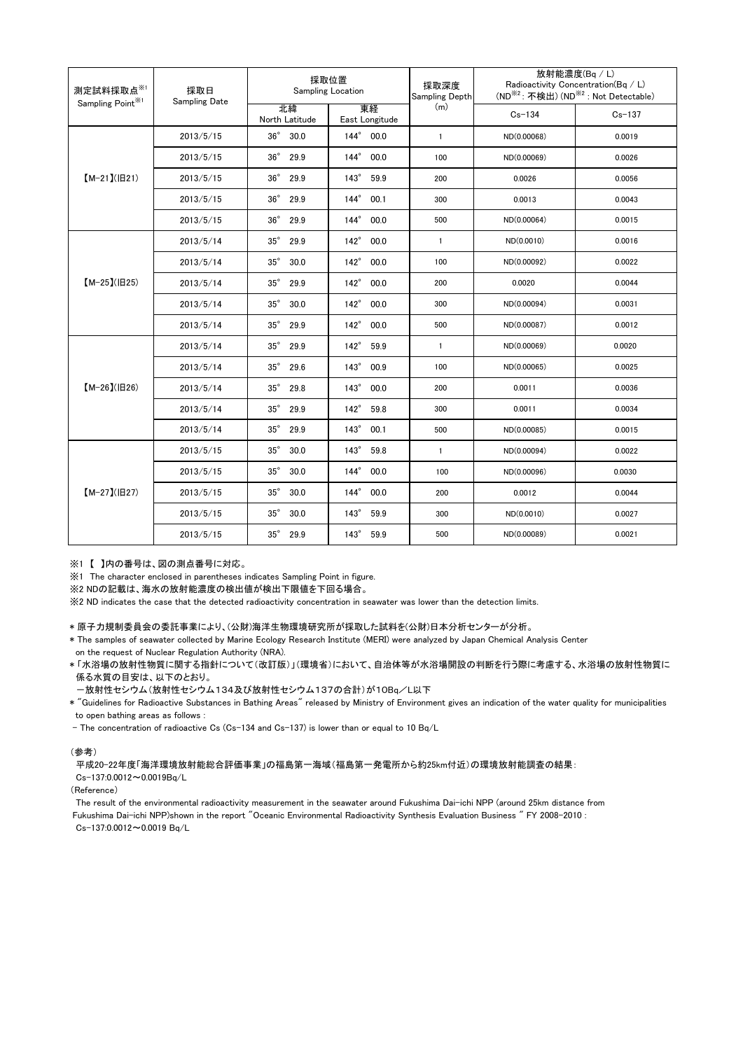| 測定試料採取点※1<br>Sampling Point※1 | 採取日<br>Sampling Date | 採取位置<br>Sampling Location | | 採取深度<br>Sampling Depth<br>(m) | 放射能濃度(Bq / L)<br>Radioactivity Concentration(Bq / L)<br>(ND※2 : 不検出) (ND※2 : Not Detectable) | |
|---|---|---|---|---|---|---|
| | | 北緯<br>North Latitude | 東経<br>East Longitude | | Cs-134 | Cs-137 |
| 【M-21】(旧21) | 2013/5/15 | 36° 30.0 | 144° 00.0 | 1 | ND(0.00068) | 0.0019 |
| | 2013/5/15 | 36° 29.9 | 144° 00.0 | 100 | ND(0.00069) | 0.0026 |
| | 2013/5/15 | 36° 29.9 | 143° 59.9 | 200 | 0.0026 | 0.0056 |
| | 2013/5/15 | 36° 29.9 | 144° 00.1 | 300 | 0.0013 | 0.0043 |
| | 2013/5/15 | 36° 29.9 | 144° 00.0 | 500 | ND(0.00064) | 0.0015 |
| 【M-25】(旧25) | 2013/5/14 | 35° 29.9 | 142° 00.0 | 1 | ND(0.0010) | 0.0016 |
| | 2013/5/14 | 35° 30.0 | 142° 00.0 | 100 | ND(0.00092) | 0.0022 |
| | 2013/5/14 | 35° 29.9 | 142° 00.0 | 200 | 0.0020 | 0.0044 |
| | 2013/5/14 | 35° 30.0 | 142° 00.0 | 300 | ND(0.00094) | 0.0031 |
| | 2013/5/14 | 35° 29.9 | 142° 00.0 | 500 | ND(0.00087) | 0.0012 |
| 【M-26】(旧26) | 2013/5/14 | 35° 29.9 | 142° 59.9 | 1 | ND(0.00069) | 0.0020 |
| | 2013/5/14 | 35° 29.6 | 143° 00.9 | 100 | ND(0.00065) | 0.0025 |
| | 2013/5/14 | 35° 29.8 | 143° 00.0 | 200 | 0.0011 | 0.0036 |
| | 2013/5/14 | 35° 29.9 | 142° 59.8 | 300 | 0.0011 | 0.0034 |
| | 2013/5/14 | 35° 29.9 | 143° 00.1 | 500 | ND(0.00085) | 0.0015 |
| 【M-27】(旧27) | 2013/5/15 | 35° 30.0 | 143° 59.8 | 1 | ND(0.00094) | 0.0022 |
| | 2013/5/15 | 35° 30.0 | 144° 00.0 | 100 | ND(0.00096) | 0.0030 |
| | 2013/5/15 | 35° 30.0 | 144° 00.0 | 200 | 0.0012 | 0.0044 |
| | 2013/5/15 | 35° 30.0 | 143° 59.9 | 300 | ND(0.0010) | 0.0027 |
| | 2013/5/15 | 35° 29.9 | 143° 59.9 | 500 | ND(0.00089) | 0.0021 |

※1 【 】内の番号は、図の測点番号に対応。

※1 The character enclosed in parentheses indicates Sampling Point in figure.

※2 NDの記載は、海水の放射能濃度の検出値が検出下限値を下回る場合。

※2 ND indicates the case that the detected radioactivity concentration in seawater was lower than the detection limits.

＊原子力規制委員会の委託事業により、(公財)海洋生物環境研究所が採取した試料を(公財)日本分析センターが分析。

＊The samples of seawater collected by Marine Ecology Research Institute (MERI) were analyzed by Japan Chemical Analysis Center on the request of Nuclear Regulation Authority (NRA).

＊「水浴場の放射性物質に関する指針について(改訂版)」(環境省)において、自治体等が水浴場開設の判断を行う際に考慮する、水浴場の放射性物質に係る水質の目安は、以下のとおり。

－放射性セシウム(放射性セシウム134及び放射性セシウム137の合計)が10Bq／L以下

＊"Guidelines for Radioactive Substances in Bathing Areas" released by Ministry of Environment gives an indication of the water quality for municipalities to open bathing areas as follows :

- The concentration of radioactive Cs (Cs-134 and Cs-137) is lower than or equal to 10 Bq/L

(参考)

平成20-22年度「海洋環境放射能総合評価事業」の福島第一海域(福島第一発電所から約25km付近)の環境放射能調査の結果:
Cs-137:0.0012～0.0019Bq/L

(Reference)

The result of the environmental radioactivity measurement in the seawater around Fukushima Dai-ichi NPP (around 25km distance from Fukushima Dai-ichi NPP)shown in the report "Oceanic Environmental Radioactivity Synthesis Evaluation Business " FY 2008-2010 :
Cs-137:0.0012～0.0019 Bq/L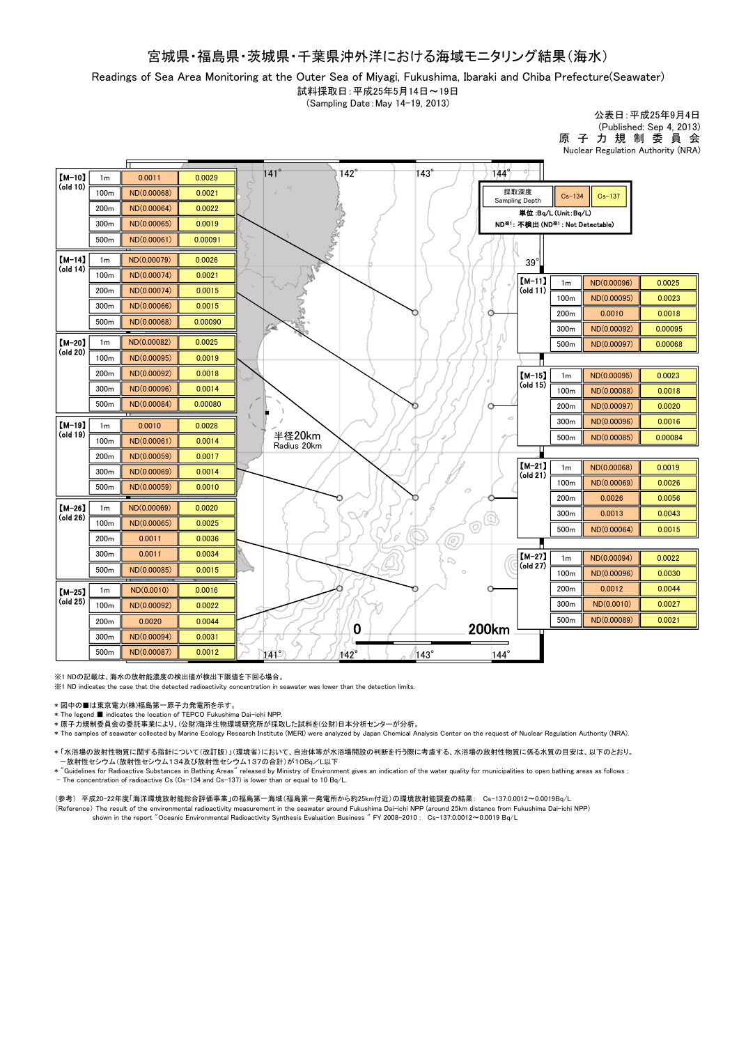# 宮城県・福島県・茨城県・千葉県沖外洋における海域モニタリング結果（海水）

Readings of Sea Area Monitoring at the Outer Sea of Miyagi, Fukushima, Ibaraki and Chiba Prefecture(Seawater)

試料採取日：平成25年5月14日～19日

(Sampling Date：May 14-19, 2013)

公表日：平成25年9月4日

(Published: Sep 4, 2013)

原子力規制委員会

Nuclear Regulation Authority (NRA)

| 採取深度 Sampling Depth | Cs-134 | Cs-137 |
|---|---|---|

単位：Bq/L (Unit：Bq/L)

ND※1：不検出 (ND※1：Not Detectable)

| Point | 採取深度 Sampling Depth | Cs-134 | Cs-137 |
|---|---|---|---|
| 【M-10】(old 10) | 1m | 0.0011 | 0.0029 |
| | 100m | ND(0.00068) | 0.0021 |
| | 200m | ND(0.00064) | 0.0022 |
| | 300m | ND(0.00065) | 0.0019 |
| | 500m | ND(0.00061) | 0.00091 |
| 【M-14】(old 14) | 1m | ND(0.00079) | 0.0026 |
| | 100m | ND(0.00074) | 0.0021 |
| | 200m | ND(0.00074) | 0.0015 |
| | 300m | ND(0.00066) | 0.0015 |
| | 500m | ND(0.00068) | 0.00090 |
| 【M-20】(old 20) | 1m | ND(0.00082) | 0.0025 |
| | 100m | ND(0.00095) | 0.0019 |
| | 200m | ND(0.00092) | 0.0018 |
| | 300m | ND(0.00096) | 0.0014 |
| | 500m | ND(0.00084) | 0.00080 |
| 【M-19】(old 19) | 1m | 0.0010 | 0.0028 |
| | 100m | ND(0.00061) | 0.0014 |
| | 200m | ND(0.00059) | 0.0017 |
| | 300m | ND(0.00069) | 0.0014 |
| | 500m | ND(0.00059) | 0.0010 |
| 【M-26】(old 26) | 1m | ND(0.00069) | 0.0020 |
| | 100m | ND(0.00065) | 0.0025 |
| | 200m | 0.0011 | 0.0036 |
| | 300m | 0.0011 | 0.0034 |
| | 500m | ND(0.00085) | 0.0015 |
| 【M-25】(old 25) | 1m | ND(0.0010) | 0.0016 |
| | 100m | ND(0.00092) | 0.0022 |
| | 200m | 0.0020 | 0.0044 |
| | 300m | ND(0.00094) | 0.0031 |
| | 500m | ND(0.00087) | 0.0012 |
| 【M-11】(old 11) | 1m | ND(0.00096) | 0.0025 |
| | 100m | ND(0.00095) | 0.0023 |
| | 200m | 0.0010 | 0.0018 |
| | 300m | ND(0.00092) | 0.00095 |
| | 500m | ND(0.00097) | 0.00068 |
| 【M-15】(old 15) | 1m | ND(0.00095) | 0.0023 |
| | 100m | ND(0.00088) | 0.0018 |
| | 200m | ND(0.00097) | 0.0020 |
| | 300m | ND(0.00096) | 0.0016 |
| | 500m | ND(0.00085) | 0.00084 |
| 【M-21】(old 21) | 1m | ND(0.00068) | 0.0019 |
| | 100m | ND(0.00069) | 0.0026 |
| | 200m | 0.0026 | 0.0056 |
| | 300m | 0.0013 | 0.0043 |
| | 500m | ND(0.00064) | 0.0015 |
| 【M-27】(old 27) | 1m | ND(0.00094) | 0.0022 |
| | 100m | ND(0.00096) | 0.0030 |
| | 200m | 0.0012 | 0.0044 |
| | 300m | ND(0.0010) | 0.0027 |
| | 500m | ND(0.00089) | 0.0021 |

141°
142°
143°
144°
39°
半径20km
Radius 20km
0
200km

※1 NDの記載は、海水の放射能濃度の検出値が検出下限値を下回る場合。

※1 ND indicates the case that the detected radioactivity concentration in seawater was lower than the detection limits.

＊図中の■は東京電力(株)福島第一原子力発電所を示す。

＊The legend ■ indicates the location of TEPCO Fukushima Dai-ichi NPP.

＊原子力規制委員会の委託事業により、(公財)海洋生物環境研究所が採取した試料を(公財)日本分析センターが分析。

＊The samples of seawater collected by Marine Ecology Research Institute (MERI) were analyzed by Japan Chemical Analysis Center on the request of Nuclear Regulation Authority (NRA).

＊「水浴場の放射性物質に関する指針について（改訂版）」（環境省）において、自治体等が水浴場開設の判断を行う際に考慮する、水浴場の放射性物質に係る水質の目安は、以下のとおり。
－放射性セシウム（放射性セシウム134及び放射性セシウム137の合計）が10Bq／L以下

＊"Guidelines for Radioactive Substances in Bathing Areas" released by Ministry of Environment gives an indication of the water quality for municipalities to open bathing areas as follows :
- The concentration of radioactive Cs (Cs-134 and Cs-137) is lower than or equal to 10 Bq/L.

（参考） 平成20-22年度「海洋環境放射能総合評価事業」の福島第一海域（福島第一発電所から約25km付近）の環境放射能調査の結果： Cs-137:0.0012～0.0019Bq/L

(Reference) The result of the environmental radioactivity measurement in the seawater around Fukushima Dai-ichi NPP (around 25km distance from Fukushima Dai-ichi NPP) shown in the report "Oceanic Environmental Radioactivity Synthesis Evaluation Business " FY 2008-2010 : Cs-137:0.0012～0.0019 Bq/L